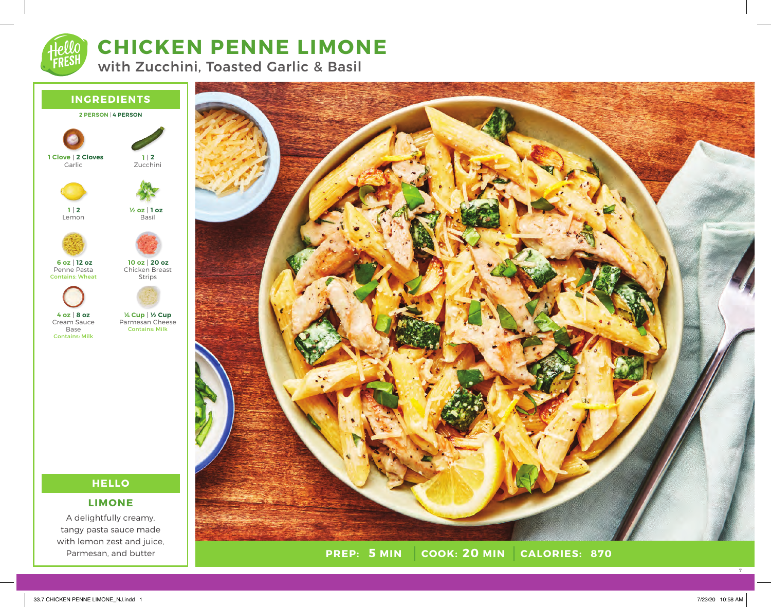# CHICKEN PENNE LIMONE

with Zucchini, Toasted Garlic & Basil

## INGREDIENTS

**2 PERSON** | **4 PERSON**

| 2 Person | 4 Person | Ingredient | Allergens |
|---|---|---|---|
| 1 Clove | 2 Cloves | Garlic | |
| 1 | 2 | Zucchini | |
| 1 | 2 | Lemon | |
| ½ oz | 1 oz | Basil | |
| 6 oz | 12 oz | Penne Pasta | Contains: Wheat |
| 10 oz | 20 oz | Chicken Breast Strips | |
| 4 oz | 8 oz | Cream Sauce Base | Contains: Milk |
| ¼ Cup | ½ Cup | Parmesan Cheese | Contains: Milk |

## HELLO

### LIMONE

A delightfully creamy, tangy pasta sauce made with lemon zest and juice, Parmesan, and butter

**PREP: 5 MIN** | **COOK: 20 MIN** | **CALORIES: 870**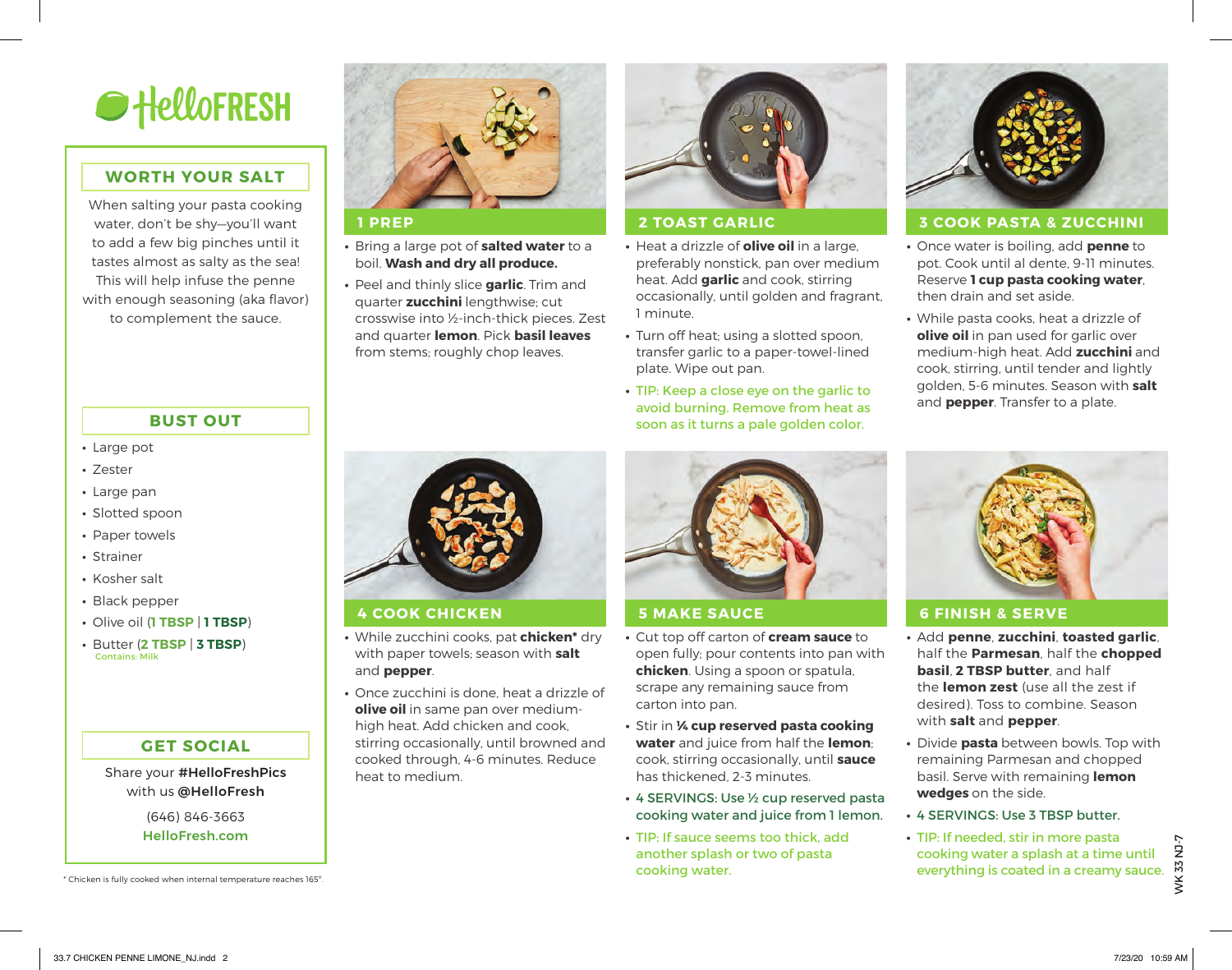# HelloFRESH

## WORTH YOUR SALT

When salting your pasta cooking water, don't be shy—you'll want to add a few big pinches until it tastes almost as salty as the sea! This will help infuse the penne with enough seasoning (aka flavor) to complement the sauce.

## BUST OUT

- Large pot
- Zester
- Large pan
- Slotted spoon
- Paper towels
- Strainer
- Kosher salt
- Black pepper
- Olive oil (1 TBSP | 1 TBSP)
- Butter (2 TBSP | 3 TBSP)
  Contains: Milk

## GET SOCIAL

Share your **#HelloFreshPics** with us **@HelloFresh**

(646) 846-3663

HelloFresh.com

\* Chicken is fully cooked when internal temperature reaches 165°.

## 1 PREP

- Bring a large pot of **salted water** to a boil. **Wash and dry all produce.**
- Peel and thinly slice **garlic**. Trim and quarter **zucchini** lengthwise; cut crosswise into ½-inch-thick pieces. Zest and quarter **lemon**. Pick **basil leaves** from stems; roughly chop leaves.

## 2 TOAST GARLIC

- Heat a drizzle of **olive oil** in a large, preferably nonstick, pan over medium heat. Add **garlic** and cook, stirring occasionally, until golden and fragrant, 1 minute.
- Turn off heat; using a slotted spoon, transfer garlic to a paper-towel-lined plate. Wipe out pan.
- TIP: Keep a close eye on the garlic to avoid burning. Remove from heat as soon as it turns a pale golden color.

## 3 COOK PASTA & ZUCCHINI

- Once water is boiling, add **penne** to pot. Cook until al dente, 9-11 minutes. Reserve **1 cup pasta cooking water**, then drain and set aside.
- While pasta cooks, heat a drizzle of **olive oil** in pan used for garlic over medium-high heat. Add **zucchini** and cook, stirring, until tender and lightly golden, 5-6 minutes. Season with **salt** and **pepper**. Transfer to a plate.

## 4 COOK CHICKEN

- While zucchini cooks, pat **chicken\*** dry with paper towels; season with **salt** and **pepper**.
- Once zucchini is done, heat a drizzle of **olive oil** in same pan over medium-high heat. Add chicken and cook, stirring occasionally, until browned and cooked through, 4-6 minutes. Reduce heat to medium.

## 5 MAKE SAUCE

- Cut top off carton of **cream sauce** to open fully; pour contents into pan with **chicken**. Using a spoon or spatula, scrape any remaining sauce from carton into pan.
- Stir in **¼ cup reserved pasta cooking water** and juice from half the **lemon**; cook, stirring occasionally, until **sauce** has thickened, 2-3 minutes.
- 4 SERVINGS: Use ½ cup reserved pasta cooking water and juice from 1 lemon.
- TIP: If sauce seems too thick, add another splash or two of pasta cooking water.

## 6 FINISH & SERVE

- Add **penne**, **zucchini**, **toasted garlic**, half the **Parmesan**, half the **chopped basil**, **2 TBSP butter**, and half the **lemon zest** (use all the zest if desired). Toss to combine. Season with **salt** and **pepper**.
- Divide **pasta** between bowls. Top with remaining Parmesan and chopped basil. Serve with remaining **lemon wedges** on the side.
- 4 SERVINGS: Use 3 TBSP butter.
- TIP: If needed, stir in more pasta cooking water a splash at a time until everything is coated in a creamy sauce.

WK 33 NJ-7